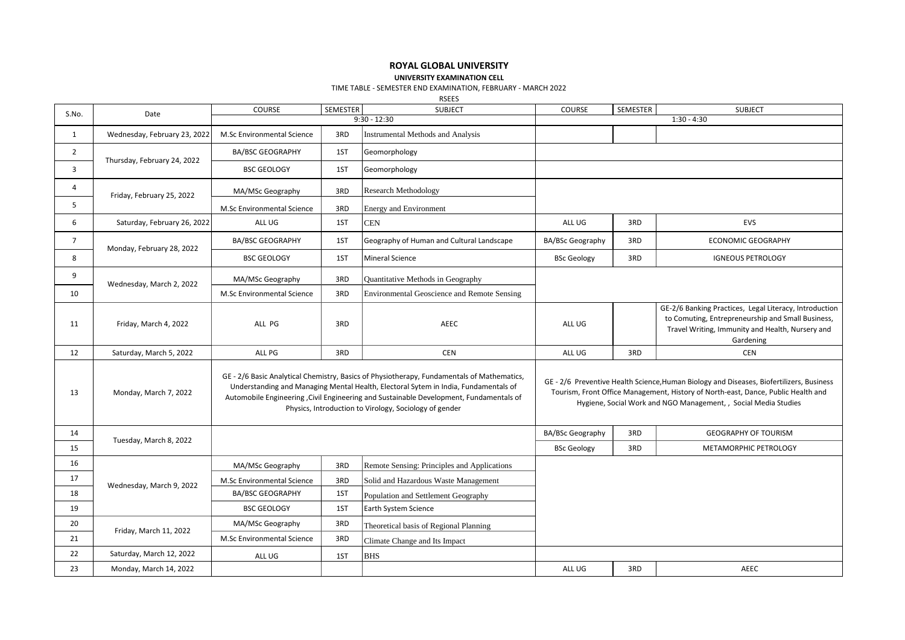# ROYAL GLOBAL UNIVERSITY

## UNIVERSITY EXAMINATION CELL

TIME TABLE - SEMESTER END EXAMINATION, FEBRUARY - MARCH 2022

RSEES

| S.No. | Date | COURSE | SEMESTER | SUBJECT | COURSE | SEMESTER | SUBJECT |
|---|---|---|---|---|---|---|---|
| | | 9:30 - 12:30 | | | 1:30 - 4:30 | | |
| 1 | Wednesday, February 23, 2022 | M.Sc Environmental Science | 3RD | Instrumental Methods and Analysis | | | |
| 2 | Thursday, February 24, 2022 | BA/BSC GEOGRAPHY | 1ST | Geomorphology | | | |
| 3 | | BSC GEOLOGY | 1ST | Geomorphology | | | |
| 4 | Friday, February 25, 2022 | MA/MSc Geography | 3RD | Research Methodology | | | |
| 5 | | M.Sc Environmental Science | 3RD | Energy and Environment | | | |
| 6 | Saturday, February 26, 2022 | ALL UG | 1ST | CEN | ALL UG | 3RD | EVS |
| 7 | Monday, February 28, 2022 | BA/BSC GEOGRAPHY | 1ST | Geography of Human and Cultural Landscape | BA/BSc Geography | 3RD | ECONOMIC GEOGRAPHY |
| 8 | | BSC GEOLOGY | 1ST | Mineral Science | BSc Geology | 3RD | IGNEOUS PETROLOGY |
| 9 | Wednesday, March 2, 2022 | MA/MSc Geography | 3RD | Quantitative Methods in Geography | | | |
| 10 | | M.Sc Environmental Science | 3RD | Environmental Geoscience and Remote Sensing | | | |
| 11 | Friday, March 4, 2022 | ALL PG | 3RD | AEEC | ALL UG | | GE-2/6 Banking Practices, Legal Literacy, Introduction to Comuting, Entrepreneurship and Small Business, Travel Writing, Immunity and Health, Nursery and Gardening |
| 12 | Saturday, March 5, 2022 | ALL PG | 3RD | CEN | ALL UG | 3RD | CEN |
| 13 | Monday, March 7, 2022 | GE - 2/6 Basic Analytical Chemistry, Basics of Physiotherapy, Fundamentals of Mathematics, Understanding and Managing Mental Health, Electoral Sytem in India, Fundamentals of Automobile Engineering ,Civil Engineering and Sustainable Development, Fundamentals of Physics, Introduction to Virology, Sociology of gender | | | GE - 2/6 Preventive Health Science,Human Biology and Diseases, Biofertilizers, Business Tourism, Front Office Management, History of North-east, Dance, Public Health and Hygiene, Social Work and NGO Management, , Social Media Studies | | |
| 14 | Tuesday, March 8, 2022 | | | | BA/BSc Geography | 3RD | GEOGRAPHY OF TOURISM |
| 15 | | | | | BSc Geology | 3RD | METAMORPHIC PETROLOGY |
| 16 | Wednesday, March 9, 2022 | MA/MSc Geography | 3RD | Remote Sensing: Principles and Applications | | | |
| 17 | | M.Sc Environmental Science | 3RD | Solid and Hazardous Waste Management | | | |
| 18 | | BA/BSC GEOGRAPHY | 1ST | Population and Settlement Geography | | | |
| 19 | | BSC GEOLOGY | 1ST | Earth System Science | | | |
| 20 | Friday, March 11, 2022 | MA/MSc Geography | 3RD | Theoretical basis of Regional Planning | | | |
| 21 | | M.Sc Environmental Science | 3RD | Climate Change and Its Impact | | | |
| 22 | Saturday, March 12, 2022 | ALL UG | 1ST | BHS | | | |
| 23 | Monday, March 14, 2022 | | | | ALL UG | 3RD | AEEC |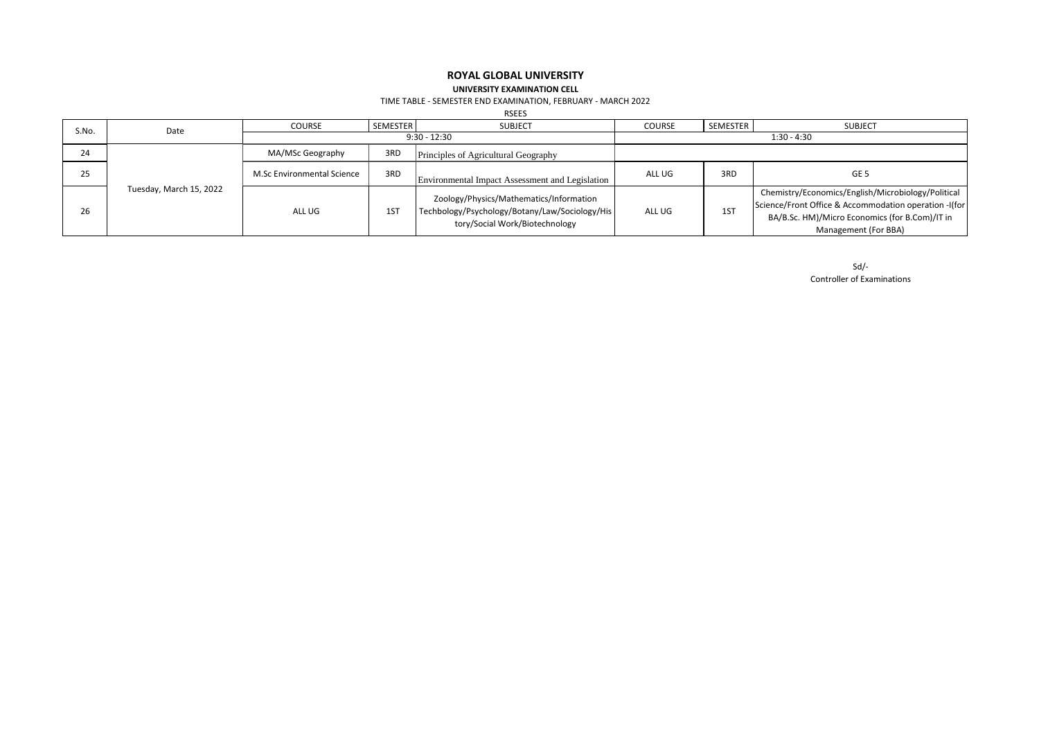# ROYAL GLOBAL UNIVERSITY

## UNIVERSITY EXAMINATION CELL

TIME TABLE - SEMESTER END EXAMINATION, FEBRUARY - MARCH 2022

RSEES

| S.No. | Date | COURSE | SEMESTER | SUBJECT | COURSE | SEMESTER | SUBJECT |
|---|---|---|---|---|---|---|---|
| | | 9:30 - 12:30 | | | 1:30 - 4:30 | | |
| 24 | Tuesday, March 15, 2022 | MA/MSc Geography | 3RD | Principles of Agricultural Geography | | | |
| 25 | | M.Sc Environmental Science | 3RD | Environmental Impact Assessment and Legislation | ALL UG | 3RD | GE 5 |
| 26 | | ALL UG | 1ST | Zoology/Physics/Mathematics/Information Techbology/Psychology/Botany/Law/Sociology/History/Social Work/Biotechnology | ALL UG | 1ST | Chemistry/Economics/English/Microbiology/Political Science/Front Office & Accommodation operation -I(for BA/B.Sc. HM)/Micro Economics (for B.Com)/IT in Management (For BBA) |

Sd/-
Controller of Examinations